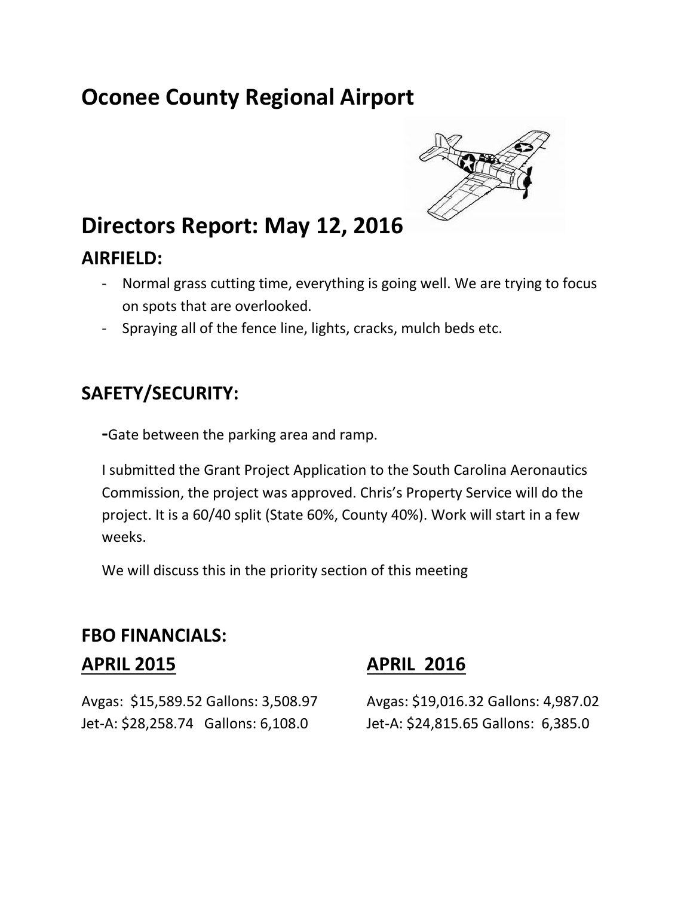# Oconee County Regional Airport

## Directors Report: May 12, 2016

### AIRFIELD:

- Normal grass cutting time, everything is going well. We are trying to focus on spots that are overlooked.
- Spraying all of the fence line, lights, cracks, mulch beds etc.

### SAFETY/SECURITY:

-Gate between the parking area and ramp.

I submitted the Grant Project Application to the South Carolina Aeronautics Commission, the project was approved. Chris's Property Service will do the project. It is a 60/40 split (State 60%, County 40%). Work will start in a few weeks.

We will discuss this in the priority section of this meeting

### FBO FINANCIALS:

**APRIL 2015**

Avgas: $15,589.52 Gallons: 3,508.97
Jet-A: $28,258.74 Gallons: 6,108.0

**APRIL 2016**

Avgas: $19,016.32 Gallons: 4,987.02
Jet-A: $24,815.65 Gallons: 6,385.0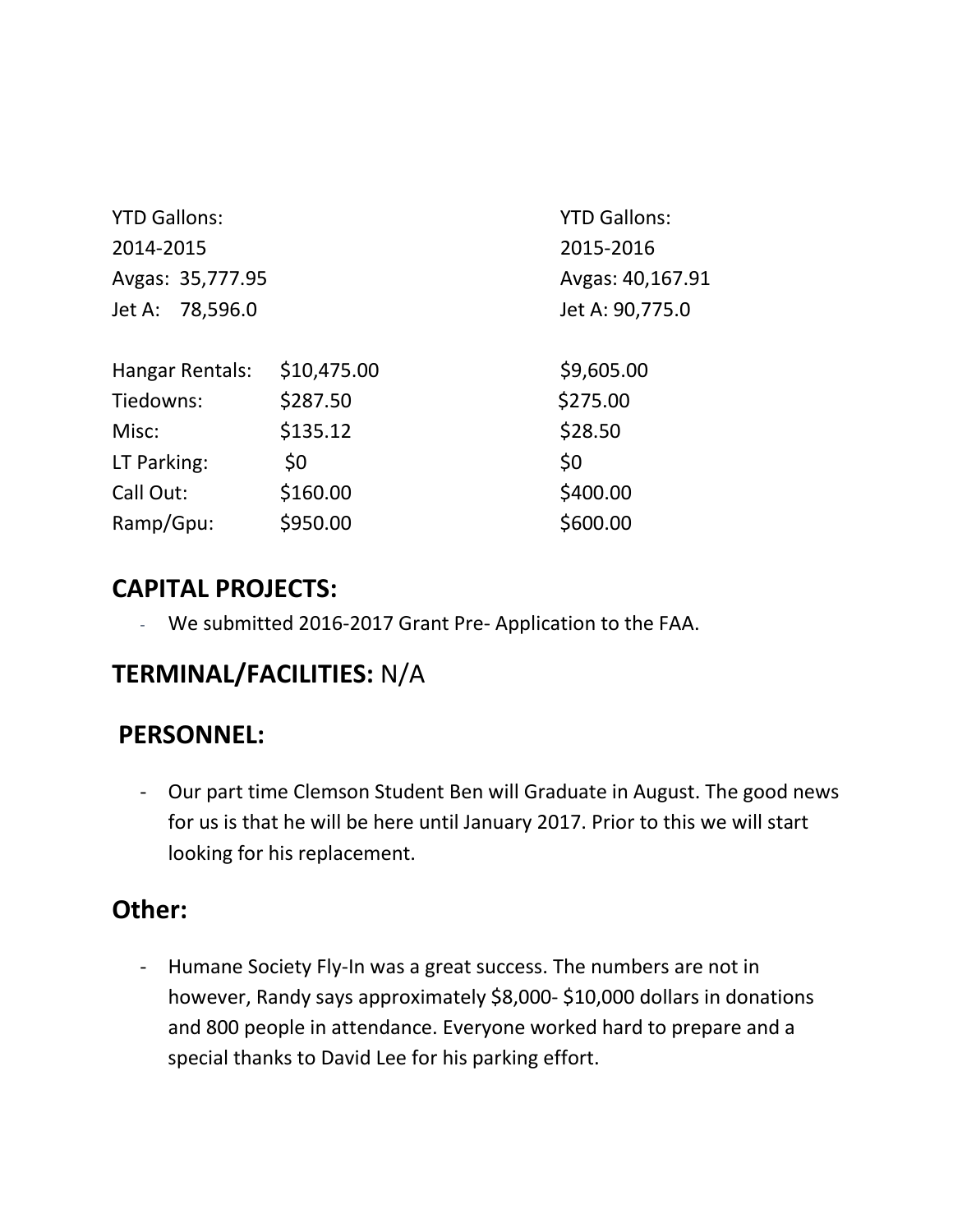| YTD Gallons: | | YTD Gallons: |
| --- | --- | --- |
| 2014-2015 | | 2015-2016 |
| Avgas: 35,777.95 | | Avgas: 40,167.91 |
| Jet A: 78,596.0 | | Jet A: 90,775.0 |
| Hangar Rentals: | $10,475.00 | $9,605.00 |
| Tiedowns: | $287.50 | $275.00 |
| Misc: | $135.12 | $28.50 |
| LT Parking: | $0 | $0 |
| Call Out: | $160.00 | $400.00 |
| Ramp/Gpu: | $950.00 | $600.00 |

## CAPITAL PROJECTS:

- We submitted 2016-2017 Grant Pre- Application to the FAA.

## TERMINAL/FACILITIES: N/A

## PERSONNEL:

- Our part time Clemson Student Ben will Graduate in August. The good news for us is that he will be here until January 2017. Prior to this we will start looking for his replacement.

## Other:

- Humane Society Fly-In was a great success. The numbers are not in however, Randy says approximately $8,000- $10,000 dollars in donations and 800 people in attendance. Everyone worked hard to prepare and a special thanks to David Lee for his parking effort.